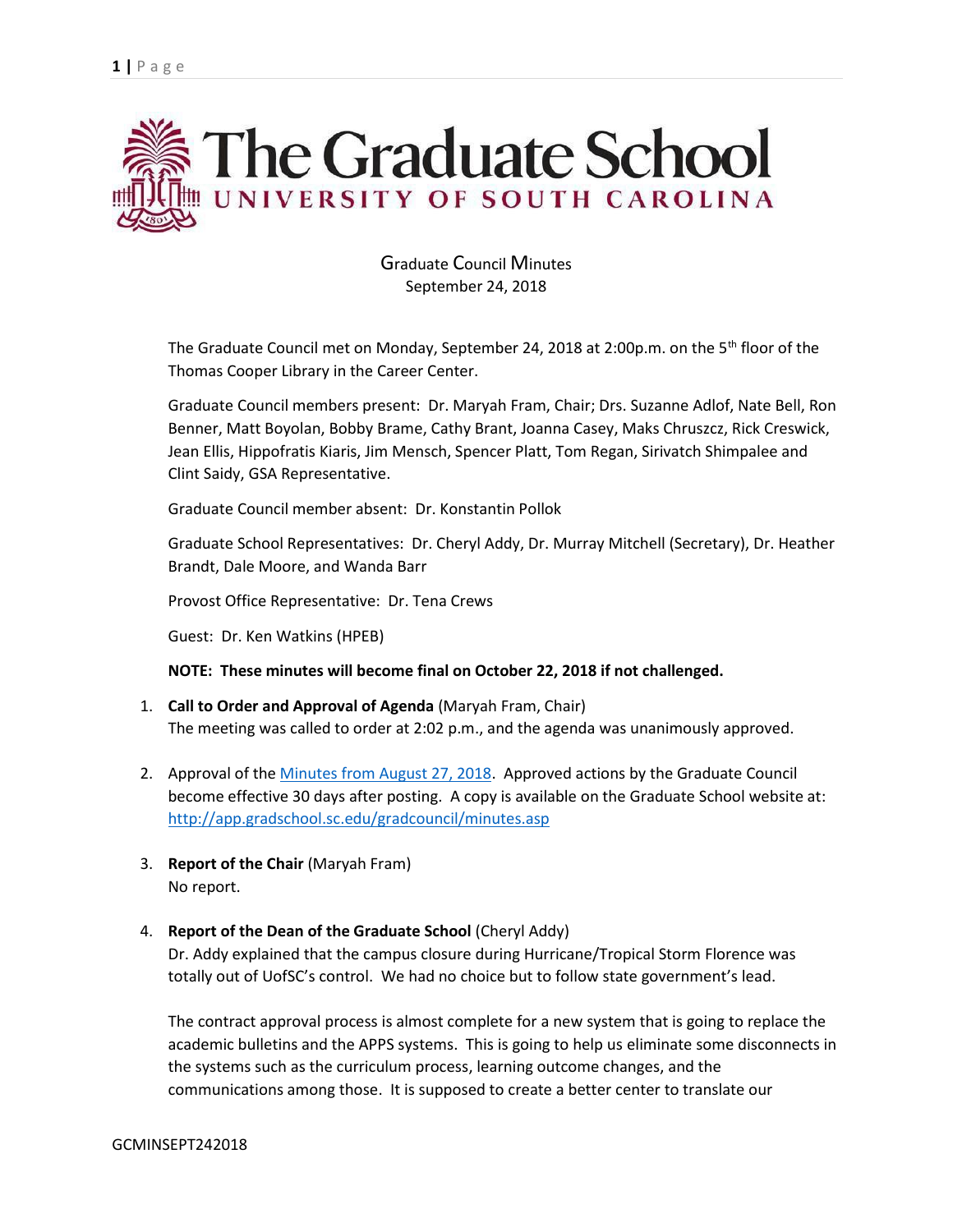# The Graduate School
## UNIVERSITY OF SOUTH CAROLINA

Graduate Council Minutes
September 24, 2018

The Graduate Council met on Monday, September 24, 2018 at 2:00p.m. on the 5th floor of the Thomas Cooper Library in the Career Center.

Graduate Council members present: Dr. Maryah Fram, Chair; Drs. Suzanne Adlof, Nate Bell, Ron Benner, Matt Boyolan, Bobby Brame, Cathy Brant, Joanna Casey, Maks Chruszcz, Rick Creswick, Jean Ellis, Hippofratis Kiaris, Jim Mensch, Spencer Platt, Tom Regan, Sirivatch Shimpalee and Clint Saidy, GSA Representative.

Graduate Council member absent: Dr. Konstantin Pollok

Graduate School Representatives: Dr. Cheryl Addy, Dr. Murray Mitchell (Secretary), Dr. Heather Brandt, Dale Moore, and Wanda Barr

Provost Office Representative: Dr. Tena Crews

Guest: Dr. Ken Watkins (HPEB)

**NOTE: These minutes will become final on October 22, 2018 if not challenged.**

1. **Call to Order and Approval of Agenda** (Maryah Fram, Chair)
   The meeting was called to order at 2:02 p.m., and the agenda was unanimously approved.

2. Approval of the Minutes from August 27, 2018. Approved actions by the Graduate Council become effective 30 days after posting. A copy is available on the Graduate School website at: http://app.gradschool.sc.edu/gradcouncil/minutes.asp

3. **Report of the Chair** (Maryah Fram)
   No report.

4. **Report of the Dean of the Graduate School** (Cheryl Addy)
   Dr. Addy explained that the campus closure during Hurricane/Tropical Storm Florence was totally out of UofSC's control. We had no choice but to follow state government's lead.

   The contract approval process is almost complete for a new system that is going to replace the academic bulletins and the APPS systems. This is going to help us eliminate some disconnects in the systems such as the curriculum process, learning outcome changes, and the communications among those. It is supposed to create a better center to translate our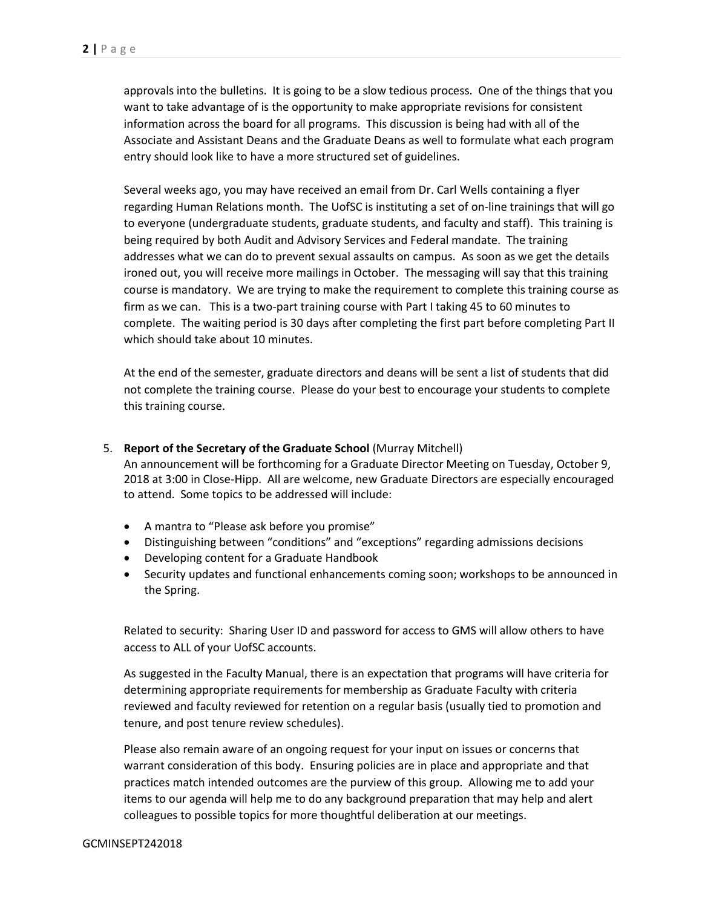approvals into the bulletins. It is going to be a slow tedious process. One of the things that you want to take advantage of is the opportunity to make appropriate revisions for consistent information across the board for all programs. This discussion is being had with all of the Associate and Assistant Deans and the Graduate Deans as well to formulate what each program entry should look like to have a more structured set of guidelines.

Several weeks ago, you may have received an email from Dr. Carl Wells containing a flyer regarding Human Relations month. The UofSC is instituting a set of on-line trainings that will go to everyone (undergraduate students, graduate students, and faculty and staff). This training is being required by both Audit and Advisory Services and Federal mandate. The training addresses what we can do to prevent sexual assaults on campus. As soon as we get the details ironed out, you will receive more mailings in October. The messaging will say that this training course is mandatory. We are trying to make the requirement to complete this training course as firm as we can. This is a two-part training course with Part I taking 45 to 60 minutes to complete. The waiting period is 30 days after completing the first part before completing Part II which should take about 10 minutes.

At the end of the semester, graduate directors and deans will be sent a list of students that did not complete the training course. Please do your best to encourage your students to complete this training course.

5. **Report of the Secretary of the Graduate School** (Murray Mitchell)
   An announcement will be forthcoming for a Graduate Director Meeting on Tuesday, October 9, 2018 at 3:00 in Close-Hipp. All are welcome, new Graduate Directors are especially encouraged to attend. Some topics to be addressed will include:

   - A mantra to "Please ask before you promise"
   - Distinguishing between "conditions" and "exceptions" regarding admissions decisions
   - Developing content for a Graduate Handbook
   - Security updates and functional enhancements coming soon; workshops to be announced in the Spring.

   Related to security: Sharing User ID and password for access to GMS will allow others to have access to ALL of your UofSC accounts.

   As suggested in the Faculty Manual, there is an expectation that programs will have criteria for determining appropriate requirements for membership as Graduate Faculty with criteria reviewed and faculty reviewed for retention on a regular basis (usually tied to promotion and tenure, and post tenure review schedules).

   Please also remain aware of an ongoing request for your input on issues or concerns that warrant consideration of this body. Ensuring policies are in place and appropriate and that practices match intended outcomes are the purview of this group. Allowing me to add your items to our agenda will help me to do any background preparation that may help and alert colleagues to possible topics for more thoughtful deliberation at our meetings.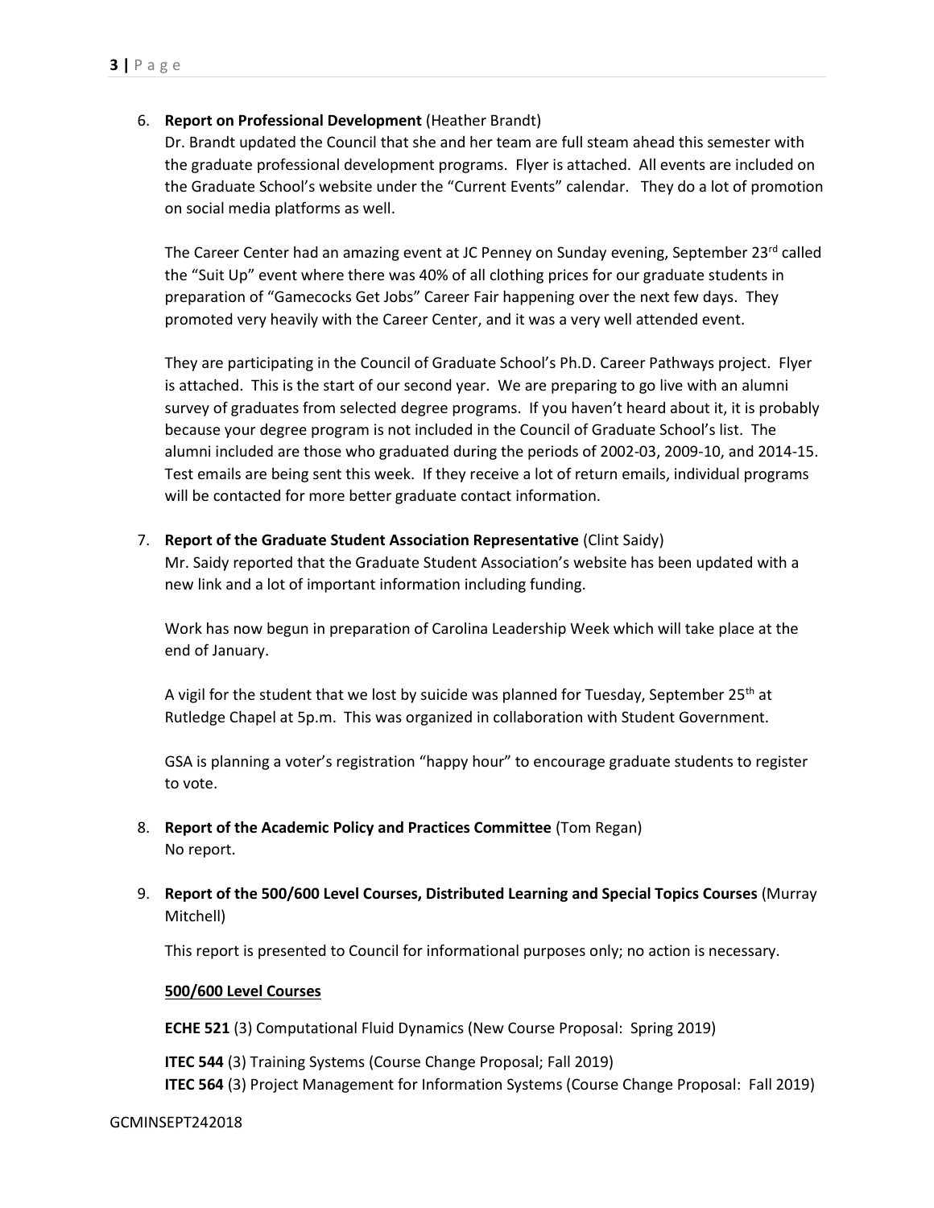6. **Report on Professional Development** (Heather Brandt)

   Dr. Brandt updated the Council that she and her team are full steam ahead this semester with the graduate professional development programs. Flyer is attached. All events are included on the Graduate School's website under the "Current Events" calendar. They do a lot of promotion on social media platforms as well.

   The Career Center had an amazing event at JC Penney on Sunday evening, September 23rd called the "Suit Up" event where there was 40% of all clothing prices for our graduate students in preparation of "Gamecocks Get Jobs" Career Fair happening over the next few days. They promoted very heavily with the Career Center, and it was a very well attended event.

   They are participating in the Council of Graduate School's Ph.D. Career Pathways project. Flyer is attached. This is the start of our second year. We are preparing to go live with an alumni survey of graduates from selected degree programs. If you haven't heard about it, it is probably because your degree program is not included in the Council of Graduate School's list. The alumni included are those who graduated during the periods of 2002-03, 2009-10, and 2014-15. Test emails are being sent this week. If they receive a lot of return emails, individual programs will be contacted for more better graduate contact information.

7. **Report of the Graduate Student Association Representative** (Clint Saidy)

   Mr. Saidy reported that the Graduate Student Association's website has been updated with a new link and a lot of important information including funding.

   Work has now begun in preparation of Carolina Leadership Week which will take place at the end of January.

   A vigil for the student that we lost by suicide was planned for Tuesday, September 25th at Rutledge Chapel at 5p.m. This was organized in collaboration with Student Government.

   GSA is planning a voter's registration "happy hour" to encourage graduate students to register to vote.

8. **Report of the Academic Policy and Practices Committee** (Tom Regan)

   No report.

9. **Report of the 500/600 Level Courses, Distributed Learning and Special Topics Courses** (Murray Mitchell)

   This report is presented to Council for informational purposes only; no action is necessary.

   **500/600 Level Courses**

   **ECHE 521** (3) Computational Fluid Dynamics (New Course Proposal: Spring 2019)

   **ITEC 544** (3) Training Systems (Course Change Proposal; Fall 2019)
   **ITEC 564** (3) Project Management for Information Systems (Course Change Proposal: Fall 2019)

GCMINSEPT242018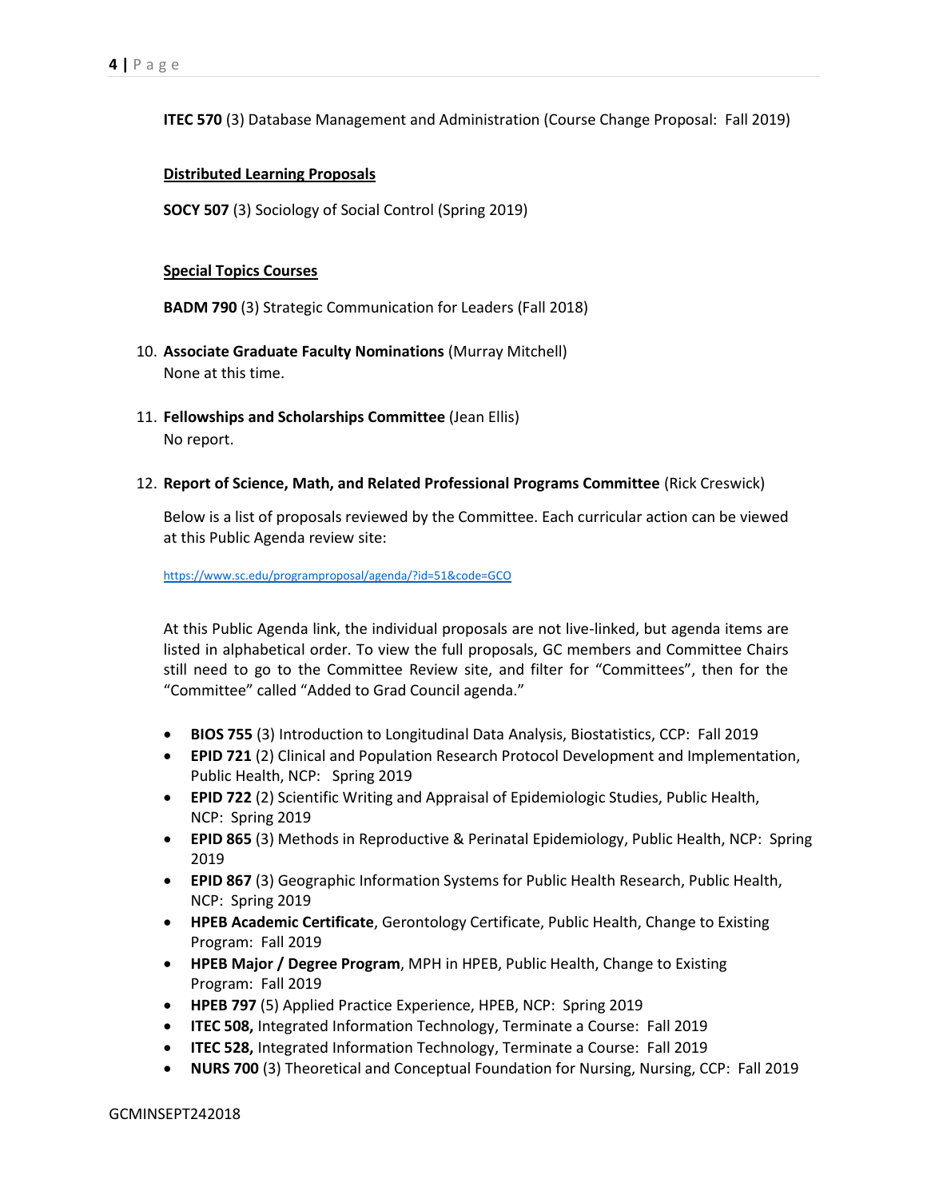**ITEC 570** (3) Database Management and Administration (Course Change Proposal: Fall 2019)

**Distributed Learning Proposals**

**SOCY 507** (3) Sociology of Social Control (Spring 2019)

**Special Topics Courses**

**BADM 790** (3) Strategic Communication for Leaders (Fall 2018)

10. **Associate Graduate Faculty Nominations** (Murray Mitchell)
    None at this time.

11. **Fellowships and Scholarships Committee** (Jean Ellis)
    No report.

12. **Report of Science, Math, and Related Professional Programs Committee** (Rick Creswick)

    Below is a list of proposals reviewed by the Committee. Each curricular action can be viewed at this Public Agenda review site:

    https://www.sc.edu/programproposal/agenda/?id=51&code=GCO

    At this Public Agenda link, the individual proposals are not live-linked, but agenda items are listed in alphabetical order. To view the full proposals, GC members and Committee Chairs still need to go to the Committee Review site, and filter for "Committees", then for the "Committee" called "Added to Grad Council agenda."

    - **BIOS 755** (3) Introduction to Longitudinal Data Analysis, Biostatistics, CCP: Fall 2019
    - **EPID 721** (2) Clinical and Population Research Protocol Development and Implementation, Public Health, NCP: Spring 2019
    - **EPID 722** (2) Scientific Writing and Appraisal of Epidemiologic Studies, Public Health, NCP: Spring 2019
    - **EPID 865** (3) Methods in Reproductive & Perinatal Epidemiology, Public Health, NCP: Spring 2019
    - **EPID 867** (3) Geographic Information Systems for Public Health Research, Public Health, NCP: Spring 2019
    - **HPEB Academic Certificate**, Gerontology Certificate, Public Health, Change to Existing Program: Fall 2019
    - **HPEB Major / Degree Program**, MPH in HPEB, Public Health, Change to Existing Program: Fall 2019
    - **HPEB 797** (5) Applied Practice Experience, HPEB, NCP: Spring 2019
    - **ITEC 508,** Integrated Information Technology, Terminate a Course: Fall 2019
    - **ITEC 528,** Integrated Information Technology, Terminate a Course: Fall 2019
    - **NURS 700** (3) Theoretical and Conceptual Foundation for Nursing, Nursing, CCP: Fall 2019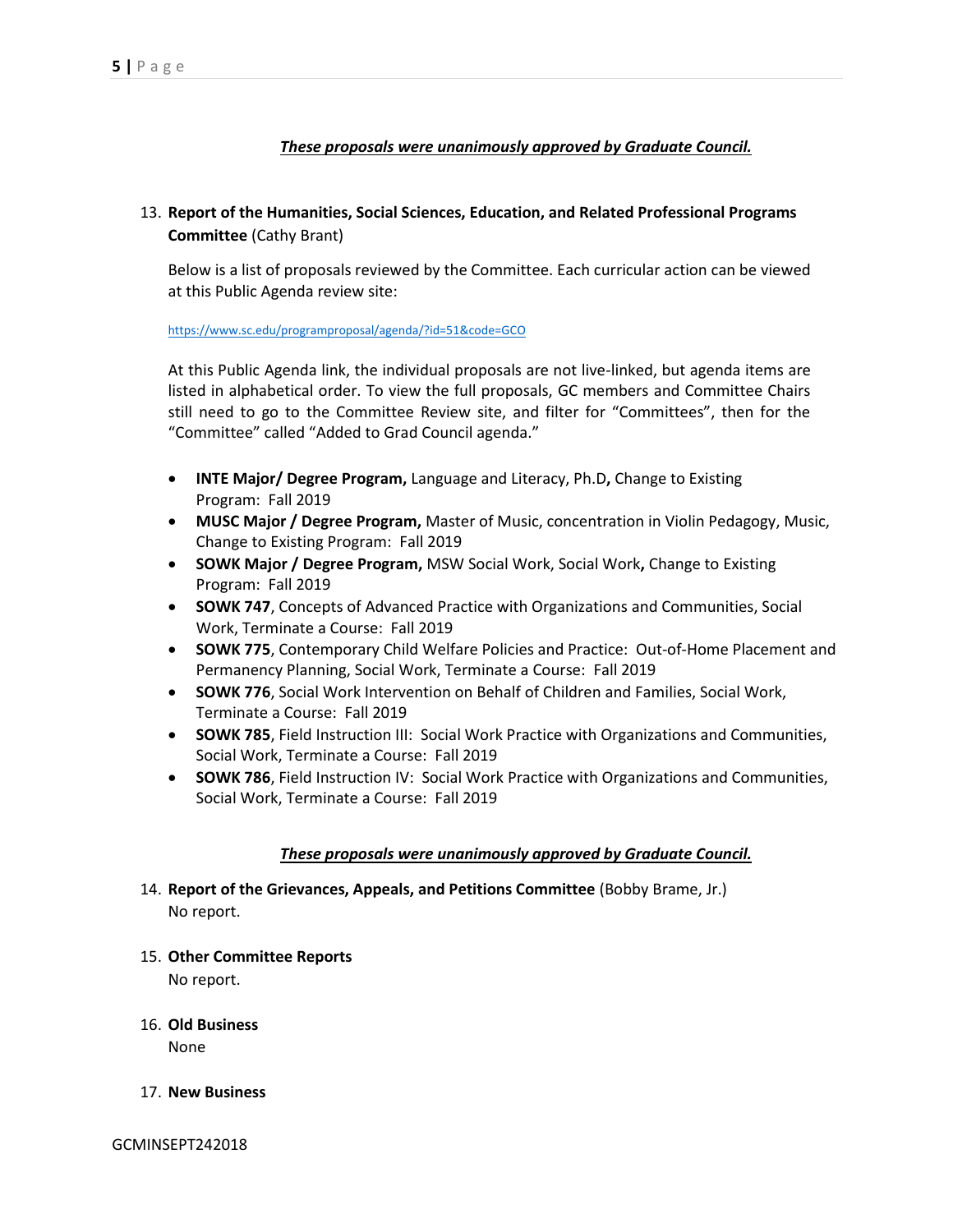***These proposals were unanimously approved by Graduate Council.***

13. **Report of the Humanities, Social Sciences, Education, and Related Professional Programs Committee** (Cathy Brant)

    Below is a list of proposals reviewed by the Committee. Each curricular action can be viewed at this Public Agenda review site:

    https://www.sc.edu/programproposal/agenda/?id=51&code=GCO

    At this Public Agenda link, the individual proposals are not live-linked, but agenda items are listed in alphabetical order. To view the full proposals, GC members and Committee Chairs still need to go to the Committee Review site, and filter for "Committees", then for the "Committee" called "Added to Grad Council agenda."

    - **INTE Major/ Degree Program,** Language and Literacy, Ph.D**,** Change to Existing Program: Fall 2019
    - **MUSC Major / Degree Program,** Master of Music, concentration in Violin Pedagogy, Music, Change to Existing Program: Fall 2019
    - **SOWK Major / Degree Program,** MSW Social Work, Social Work**,** Change to Existing Program: Fall 2019
    - **SOWK 747**, Concepts of Advanced Practice with Organizations and Communities, Social Work, Terminate a Course: Fall 2019
    - **SOWK 775**, Contemporary Child Welfare Policies and Practice: Out-of-Home Placement and Permanency Planning, Social Work, Terminate a Course: Fall 2019
    - **SOWK 776**, Social Work Intervention on Behalf of Children and Families, Social Work, Terminate a Course: Fall 2019
    - **SOWK 785**, Field Instruction III: Social Work Practice with Organizations and Communities, Social Work, Terminate a Course: Fall 2019
    - **SOWK 786**, Field Instruction IV: Social Work Practice with Organizations and Communities, Social Work, Terminate a Course: Fall 2019

    ***These proposals were unanimously approved by Graduate Council.***

14. **Report of the Grievances, Appeals, and Petitions Committee** (Bobby Brame, Jr.)
    No report.

15. **Other Committee Reports**
    No report.

16. **Old Business**
    None

17. **New Business**

GCMINSEPT242018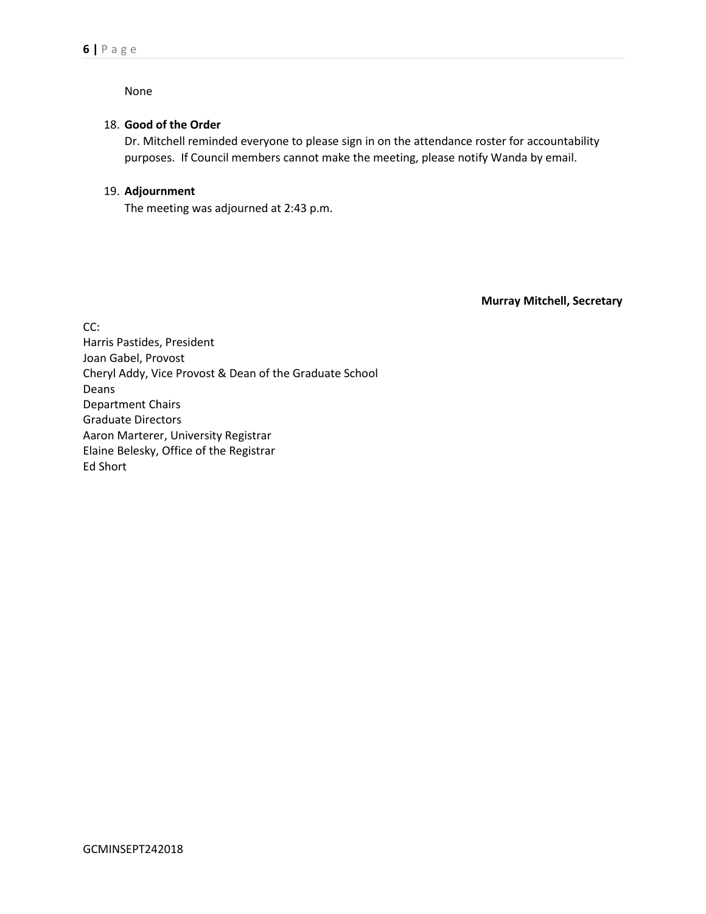None

18. **Good of the Order**
    Dr. Mitchell reminded everyone to please sign in on the attendance roster for accountability purposes. If Council members cannot make the meeting, please notify Wanda by email.

19. **Adjournment**
    The meeting was adjourned at 2:43 p.m.

**Murray Mitchell, Secretary**

CC:
Harris Pastides, President
Joan Gabel, Provost
Cheryl Addy, Vice Provost & Dean of the Graduate School
Deans
Department Chairs
Graduate Directors
Aaron Marterer, University Registrar
Elaine Belesky, Office of the Registrar
Ed Short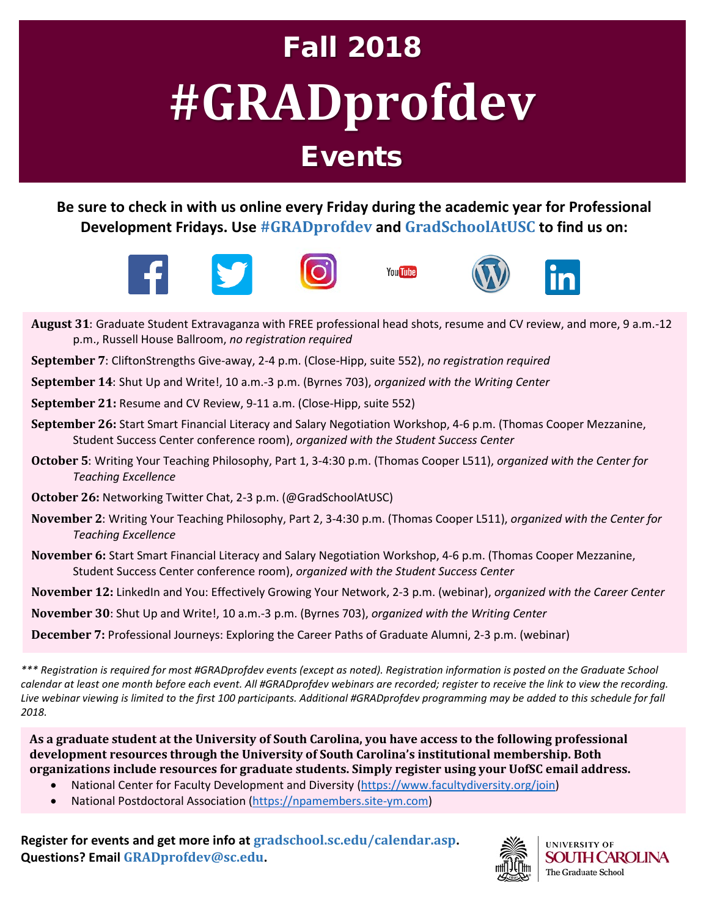# Fall 2018

# #GRADprofdev

## Events

**Be sure to check in with us online every Friday during the academic year for Professional Development Fridays. Use #GRADprofdev and GradSchoolAtUSC to find us on:**

**August 31**: Graduate Student Extravaganza with FREE professional head shots, resume and CV review, and more, 9 a.m.-12 p.m., Russell House Ballroom, *no registration required*

**September 7**: CliftonStrengths Give-away, 2-4 p.m. (Close-Hipp, suite 552), *no registration required*

**September 14**: Shut Up and Write!, 10 a.m.-3 p.m. (Byrnes 703), *organized with the Writing Center*

**September 21:** Resume and CV Review, 9-11 a.m. (Close-Hipp, suite 552)

**September 26:** Start Smart Financial Literacy and Salary Negotiation Workshop, 4-6 p.m. (Thomas Cooper Mezzanine, Student Success Center conference room), *organized with the Student Success Center*

**October 5**: Writing Your Teaching Philosophy, Part 1, 3-4:30 p.m. (Thomas Cooper L511), *organized with the Center for Teaching Excellence*

**October 26:** Networking Twitter Chat, 2-3 p.m. (@GradSchoolAtUSC)

**November 2**: Writing Your Teaching Philosophy, Part 2, 3-4:30 p.m. (Thomas Cooper L511), *organized with the Center for Teaching Excellence*

**November 6:** Start Smart Financial Literacy and Salary Negotiation Workshop, 4-6 p.m. (Thomas Cooper Mezzanine, Student Success Center conference room), *organized with the Student Success Center*

**November 12:** LinkedIn and You: Effectively Growing Your Network, 2-3 p.m. (webinar), *organized with the Career Center*

**November 30**: Shut Up and Write!, 10 a.m.-3 p.m. (Byrnes 703), *organized with the Writing Center*

**December 7:** Professional Journeys: Exploring the Career Paths of Graduate Alumni, 2-3 p.m. (webinar)

**\*** *Registration is required for most #GRADprofdev events (except as noted). Registration information is posted on the Graduate School calendar at least one month before each event. All #GRADprofdev webinars are recorded; register to receive the link to view the recording. Live webinar viewing is limited to the first 100 participants. Additional #GRADprofdev programming may be added to this schedule for fall 2018.*

**As a graduate student at the University of South Carolina, you have access to the following professional development resources through the University of South Carolina's institutional membership. Both organizations include resources for graduate students. Simply register using your UofSC email address.**

- National Center for Faculty Development and Diversity (https://www.facultydiversity.org/join)
- National Postdoctoral Association (https://npamembers.site-ym.com)

**Register for events and get more info at gradschool.sc.edu/calendar.asp.**
**Questions? Email GRADprofdev@sc.edu.**

University of South Carolina
The Graduate School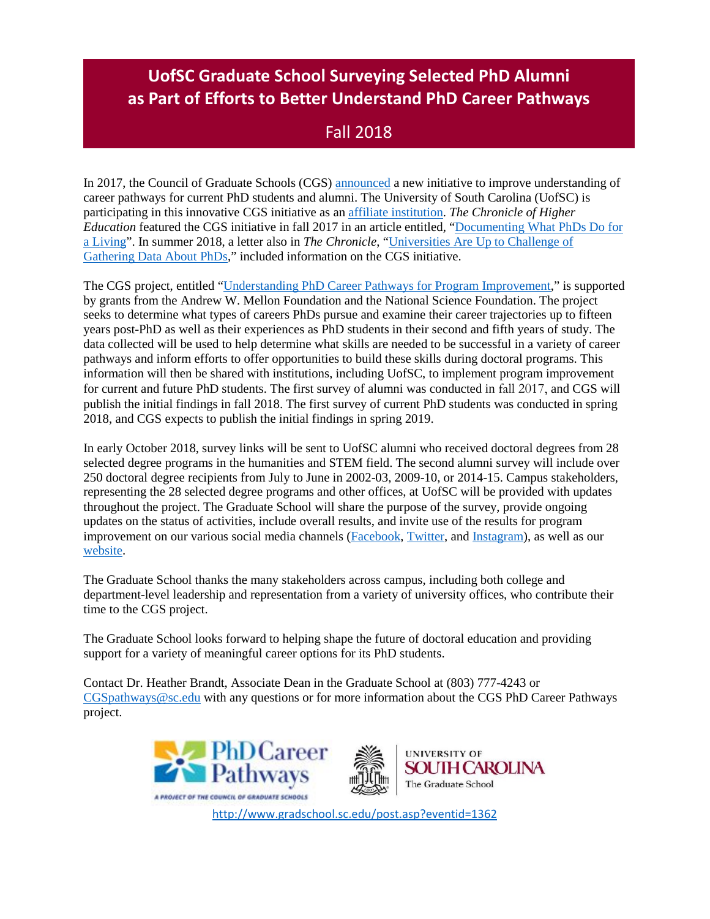# UofSC Graduate School Surveying Selected PhD Alumni as Part of Efforts to Better Understand PhD Career Pathways

## Fall 2018

In 2017, the Council of Graduate Schools (CGS) announced a new initiative to improve understanding of career pathways for current PhD students and alumni. The University of South Carolina (UofSC) is participating in this innovative CGS initiative as an affiliate institution. *The Chronicle of Higher Education* featured the CGS initiative in fall 2017 in an article entitled, "Documenting What PhDs Do for a Living". In summer 2018, a letter also in *The Chronicle*, "Universities Are Up to Challenge of Gathering Data About PhDs," included information on the CGS initiative.

The CGS project, entitled "Understanding PhD Career Pathways for Program Improvement," is supported by grants from the Andrew W. Mellon Foundation and the National Science Foundation. The project seeks to determine what types of careers PhDs pursue and examine their career trajectories up to fifteen years post-PhD as well as their experiences as PhD students in their second and fifth years of study. The data collected will be used to help determine what skills are needed to be successful in a variety of career pathways and inform efforts to offer opportunities to build these skills during doctoral programs. This information will then be shared with institutions, including UofSC, to implement program improvement for current and future PhD students. The first survey of alumni was conducted in fall 2017, and CGS will publish the initial findings in fall 2018. The first survey of current PhD students was conducted in spring 2018, and CGS expects to publish the initial findings in spring 2019.

In early October 2018, survey links will be sent to UofSC alumni who received doctoral degrees from 28 selected degree programs in the humanities and STEM field. The second alumni survey will include over 250 doctoral degree recipients from July to June in 2002-03, 2009-10, or 2014-15. Campus stakeholders, representing the 28 selected degree programs and other offices, at UofSC will be provided with updates throughout the project. The Graduate School will share the purpose of the survey, provide ongoing updates on the status of activities, include overall results, and invite use of the results for program improvement on our various social media channels (Facebook, Twitter, and Instagram), as well as our website.

The Graduate School thanks the many stakeholders across campus, including both college and department-level leadership and representation from a variety of university offices, who contribute their time to the CGS project.

The Graduate School looks forward to helping shape the future of doctoral education and providing support for a variety of meaningful career options for its PhD students.

Contact Dr. Heather Brandt, Associate Dean in the Graduate School at (803) 777-4243 or CGSpathways@sc.edu with any questions or for more information about the CGS PhD Career Pathways project.

PhD Career Pathways
A PROJECT OF THE COUNCIL OF GRADUATE SCHOOLS

UNIVERSITY OF SOUTH CAROLINA
The Graduate School

http://www.gradschool.sc.edu/post.asp?eventid=1362